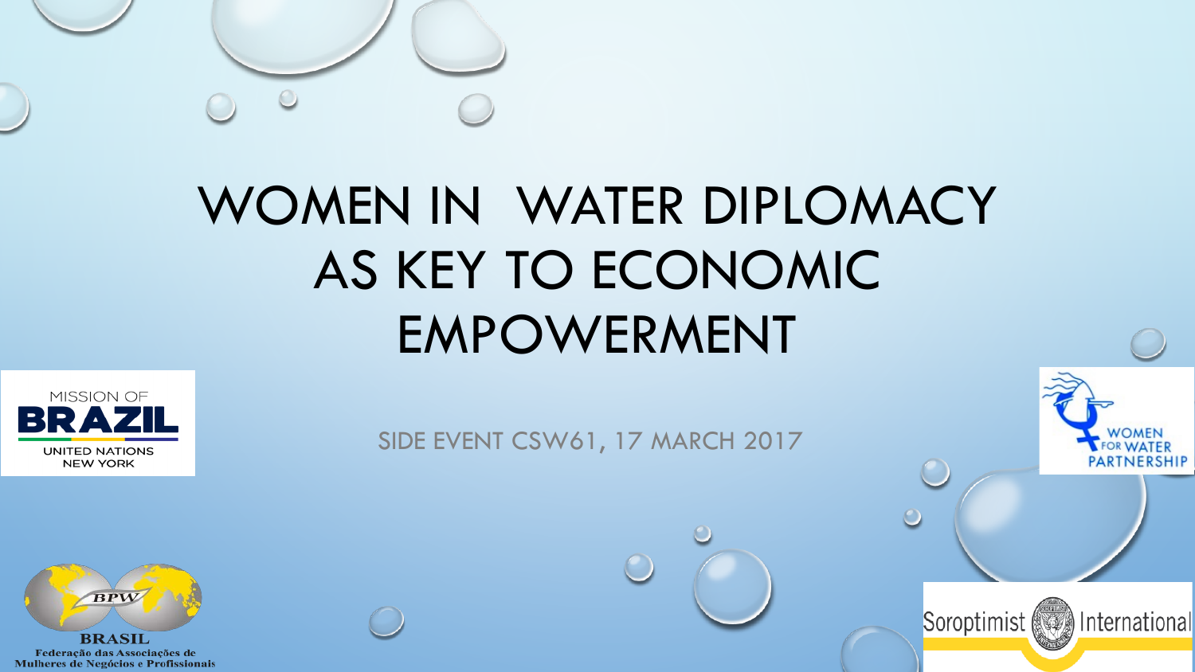# WOMEN IN WATER DIPLOMACY AS KEY TO ECONOMIC EMPOWERMENT

SIDE EVENT CSW61, 17 MARCH 2017

MISSION OF BRAZIL
UNITED NATIONS
NEW YORK

WOMEN FOR WATER PARTNERSHIP

BPW
BRASIL
Federação das Associações de Mulheres de Negócios e Profissionais

Soroptimist International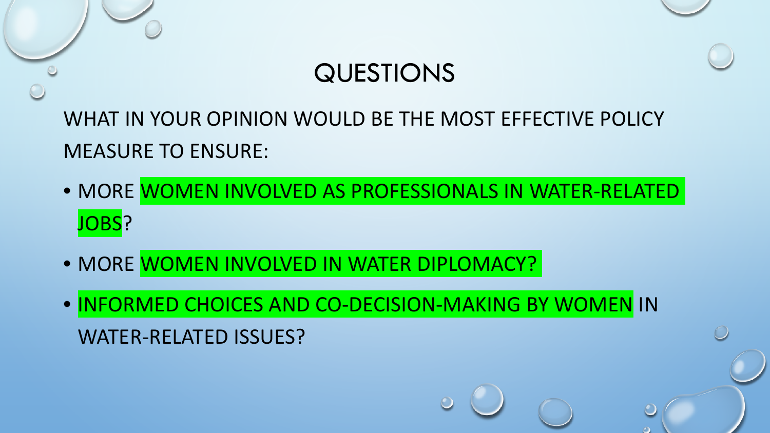# QUESTIONS

WHAT IN YOUR OPINION WOULD BE THE MOST EFFECTIVE POLICY MEASURE TO ENSURE:

- MORE WOMEN INVOLVED AS PROFESSIONALS IN WATER-RELATED JOBS?
- MORE WOMEN INVOLVED IN WATER DIPLOMACY?
- INFORMED CHOICES AND CO-DECISION-MAKING BY WOMEN IN WATER-RELATED ISSUES?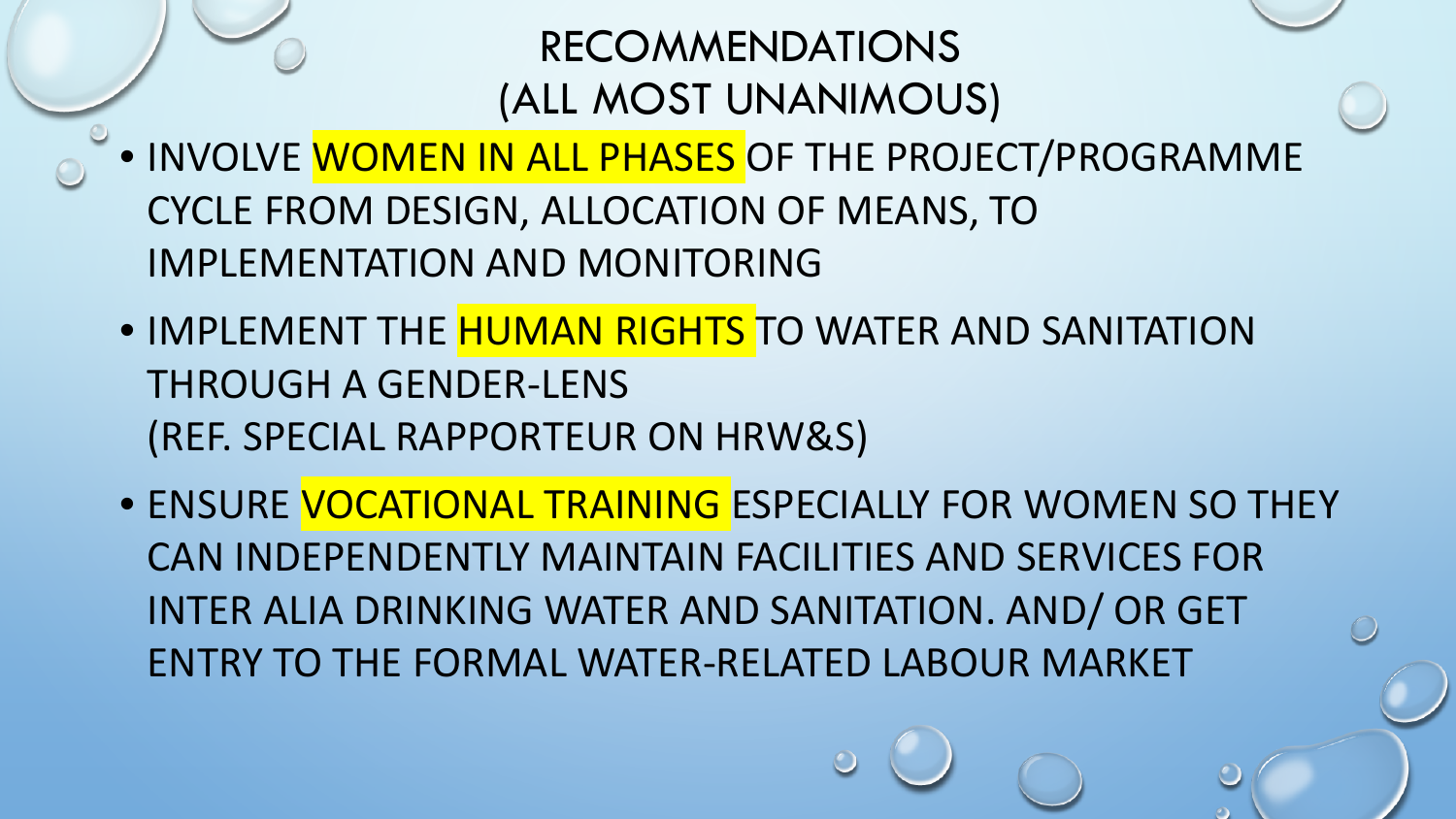# RECOMMENDATIONS (ALL MOST UNANIMOUS)

- INVOLVE WOMEN IN ALL PHASES OF THE PROJECT/PROGRAMME CYCLE FROM DESIGN, ALLOCATION OF MEANS, TO IMPLEMENTATION AND MONITORING
- IMPLEMENT THE HUMAN RIGHTS TO WATER AND SANITATION THROUGH A GENDER-LENS
  (REF. SPECIAL RAPPORTEUR ON HRW&S)
- ENSURE VOCATIONAL TRAINING ESPECIALLY FOR WOMEN SO THEY CAN INDEPENDENTLY MAINTAIN FACILITIES AND SERVICES FOR INTER ALIA DRINKING WATER AND SANITATION. AND/ OR GET ENTRY TO THE FORMAL WATER-RELATED LABOUR MARKET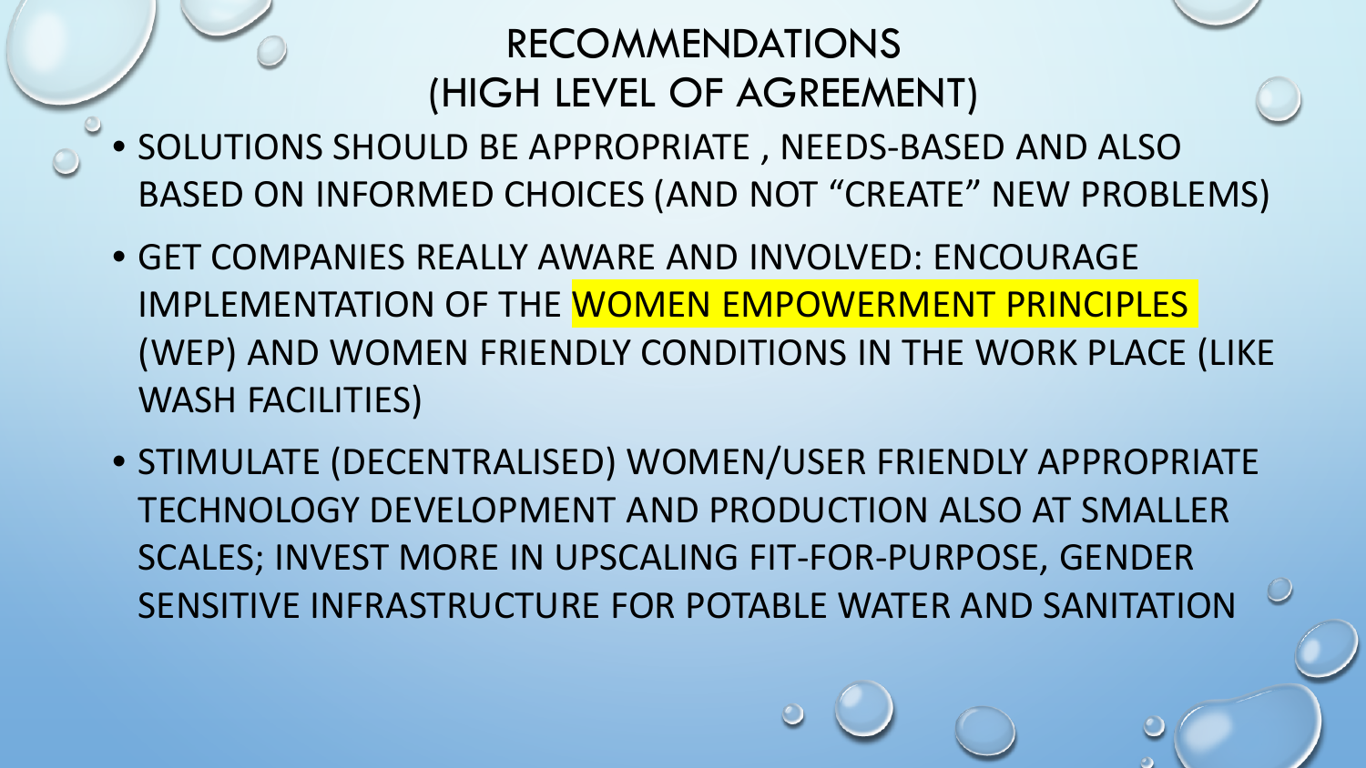# RECOMMENDATIONS (HIGH LEVEL OF AGREEMENT)

- SOLUTIONS SHOULD BE APPROPRIATE , NEEDS-BASED AND ALSO BASED ON INFORMED CHOICES (AND NOT "CREATE" NEW PROBLEMS)
- GET COMPANIES REALLY AWARE AND INVOLVED: ENCOURAGE IMPLEMENTATION OF THE WOMEN EMPOWERMENT PRINCIPLES (WEP) AND WOMEN FRIENDLY CONDITIONS IN THE WORK PLACE (LIKE WASH FACILITIES)
- STIMULATE (DECENTRALISED) WOMEN/USER FRIENDLY APPROPRIATE TECHNOLOGY DEVELOPMENT AND PRODUCTION ALSO AT SMALLER SCALES; INVEST MORE IN UPSCALING FIT-FOR-PURPOSE, GENDER SENSITIVE INFRASTRUCTURE FOR POTABLE WATER AND SANITATION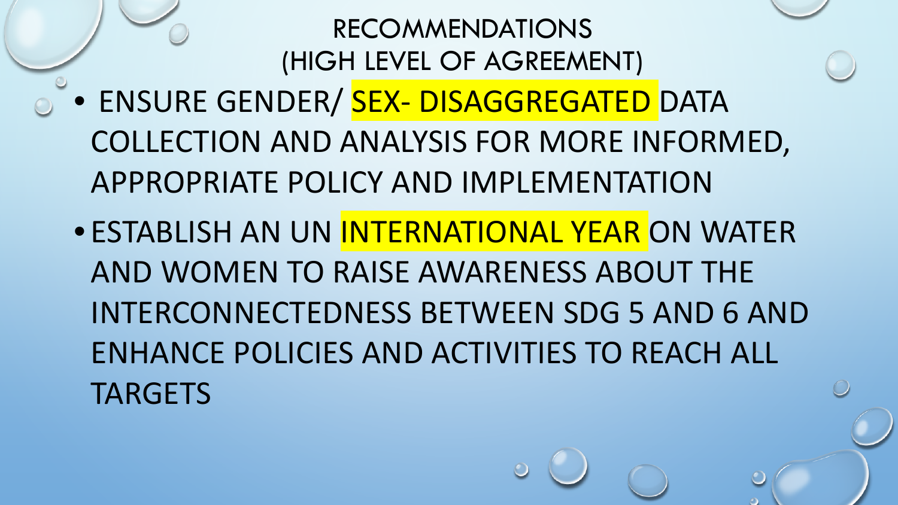# RECOMMENDATIONS
## (HIGH LEVEL OF AGREEMENT)

- ENSURE GENDER/ SEX- DISAGGREGATED DATA COLLECTION AND ANALYSIS FOR MORE INFORMED, APPROPRIATE POLICY AND IMPLEMENTATION
- ESTABLISH AN UN INTERNATIONAL YEAR ON WATER AND WOMEN TO RAISE AWARENESS ABOUT THE INTERCONNECTEDNESS BETWEEN SDG 5 AND 6 AND ENHANCE POLICIES AND ACTIVITIES TO REACH ALL TARGETS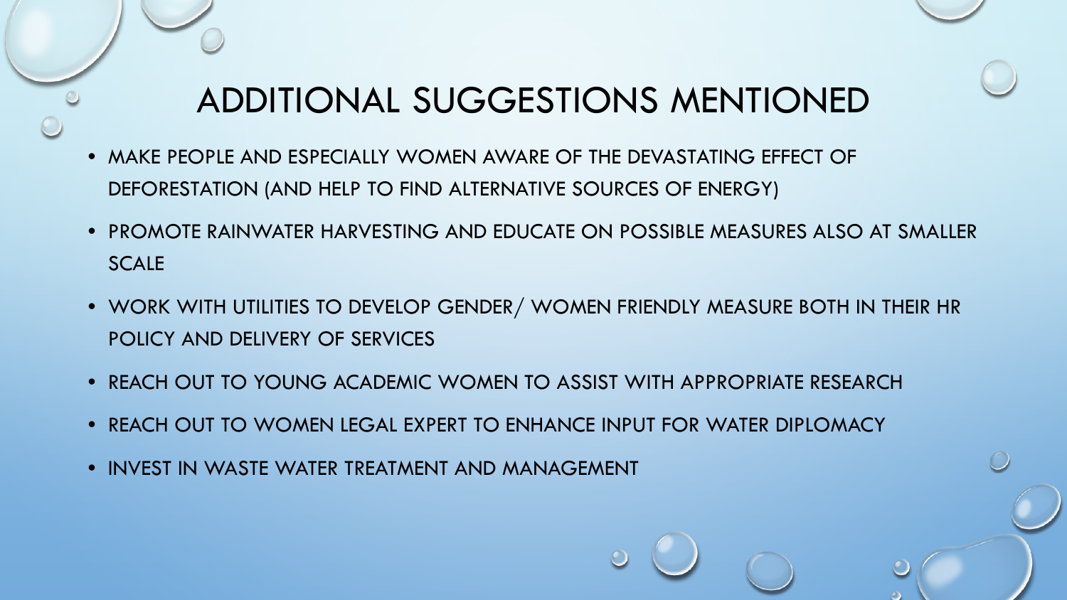# ADDITIONAL SUGGESTIONS MENTIONED

- MAKE PEOPLE AND ESPECIALLY WOMEN AWARE OF THE DEVASTATING EFFECT OF DEFORESTATION (AND HELP TO FIND ALTERNATIVE SOURCES OF ENERGY)
- PROMOTE RAINWATER HARVESTING AND EDUCATE ON POSSIBLE MEASURES ALSO AT SMALLER SCALE
- WORK WITH UTILITIES TO DEVELOP GENDER/ WOMEN FRIENDLY MEASURE BOTH IN THEIR HR POLICY AND DELIVERY OF SERVICES
- REACH OUT TO YOUNG ACADEMIC WOMEN TO ASSIST WITH APPROPRIATE RESEARCH
- REACH OUT TO WOMEN LEGAL EXPERT TO ENHANCE INPUT FOR WATER DIPLOMACY
- INVEST IN WASTE WATER TREATMENT AND MANAGEMENT